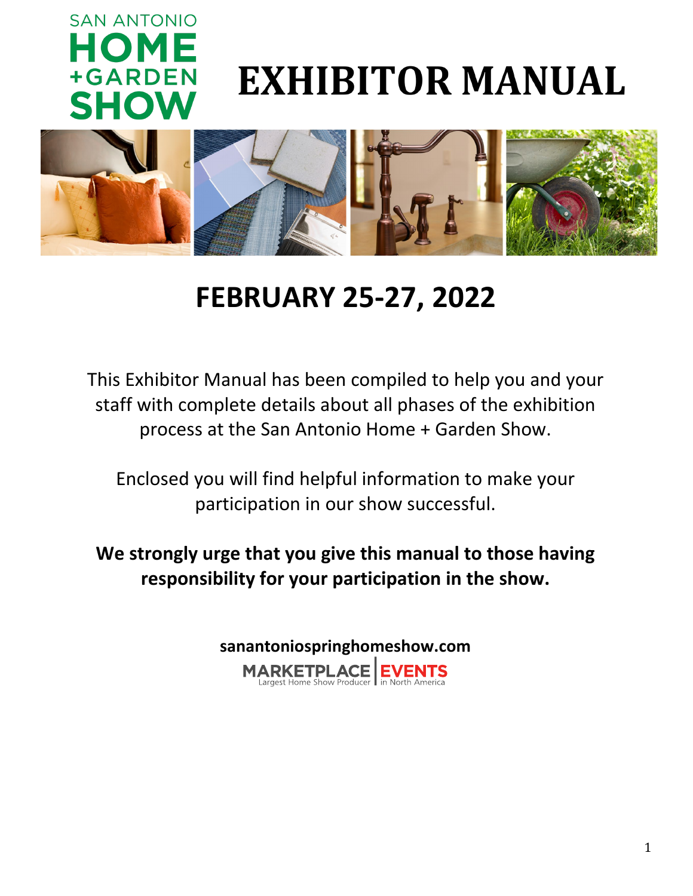SAN ANTONIO
HOME
+GARDEN
SHOW

# EXHIBITOR MANUAL

## FEBRUARY 25-27, 2022

This Exhibitor Manual has been compiled to help you and your staff with complete details about all phases of the exhibition process at the San Antonio Home + Garden Show.

Enclosed you will find helpful information to make your participation in our show successful.

**We strongly urge that you give this manual to those having responsibility for your participation in the show.**

**sanantoniospringhomeshow.com**

MARKETPLACE EVENTS
Largest Home Show Producer in North America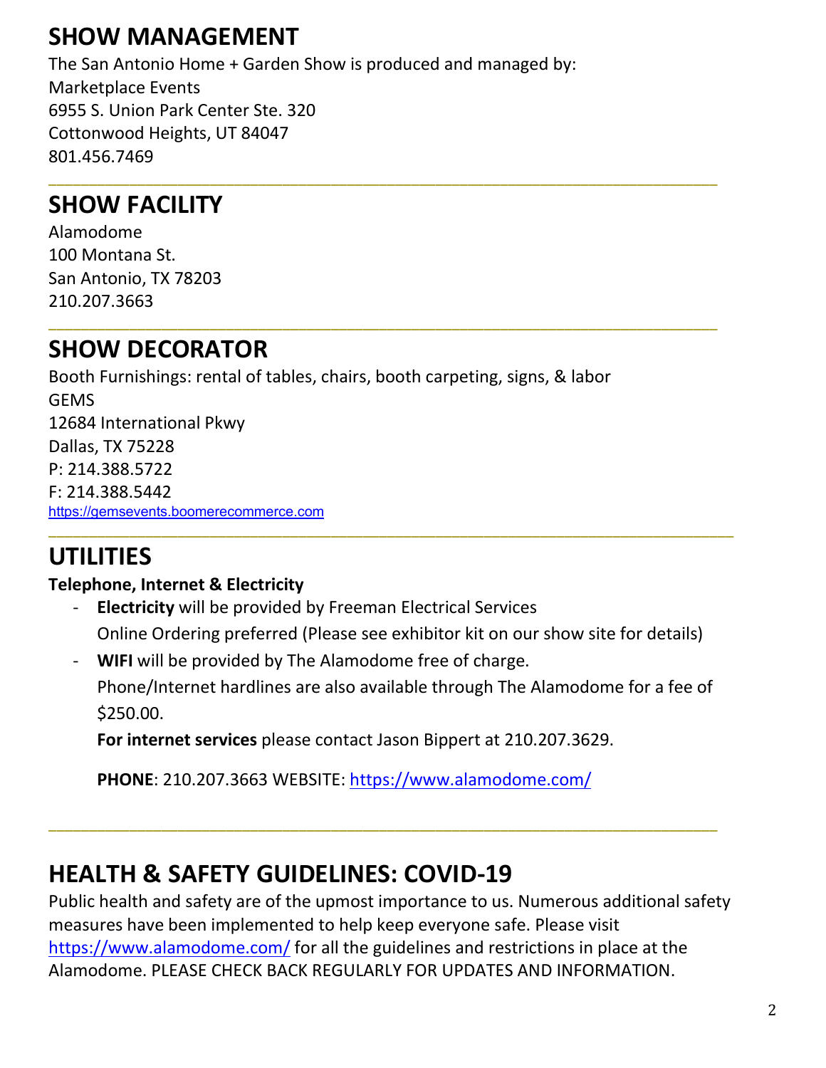## SHOW MANAGEMENT

The San Antonio Home + Garden Show is produced and managed by:
Marketplace Events
6955 S. Union Park Center Ste. 320
Cottonwood Heights, UT 84047
801.456.7469

---

## SHOW FACILITY

Alamodome
100 Montana St.
San Antonio, TX 78203
210.207.3663

---

## SHOW DECORATOR

Booth Furnishings: rental of tables, chairs, booth carpeting, signs, & labor
GEMS
12684 International Pkwy
Dallas, TX 75228
P: 214.388.5722
F: 214.388.5442
https://gemsevents.boomerecommerce.com

---

## UTILITIES

**Telephone, Internet & Electricity**

- **Electricity** will be provided by Freeman Electrical Services
  Online Ordering preferred (Please see exhibitor kit on our show site for details)
- **WIFI** will be provided by The Alamodome free of charge.
  Phone/Internet hardlines are also available through The Alamodome for a fee of $250.00.

  **For internet services** please contact Jason Bippert at 210.207.3629.

  **PHONE**: 210.207.3663 WEBSITE: https://www.alamodome.com/

---

## HEALTH & SAFETY GUIDELINES: COVID-19

Public health and safety are of the upmost importance to us. Numerous additional safety measures have been implemented to help keep everyone safe. Please visit https://www.alamodome.com/ for all the guidelines and restrictions in place at the Alamodome. PLEASE CHECK BACK REGULARLY FOR UPDATES AND INFORMATION.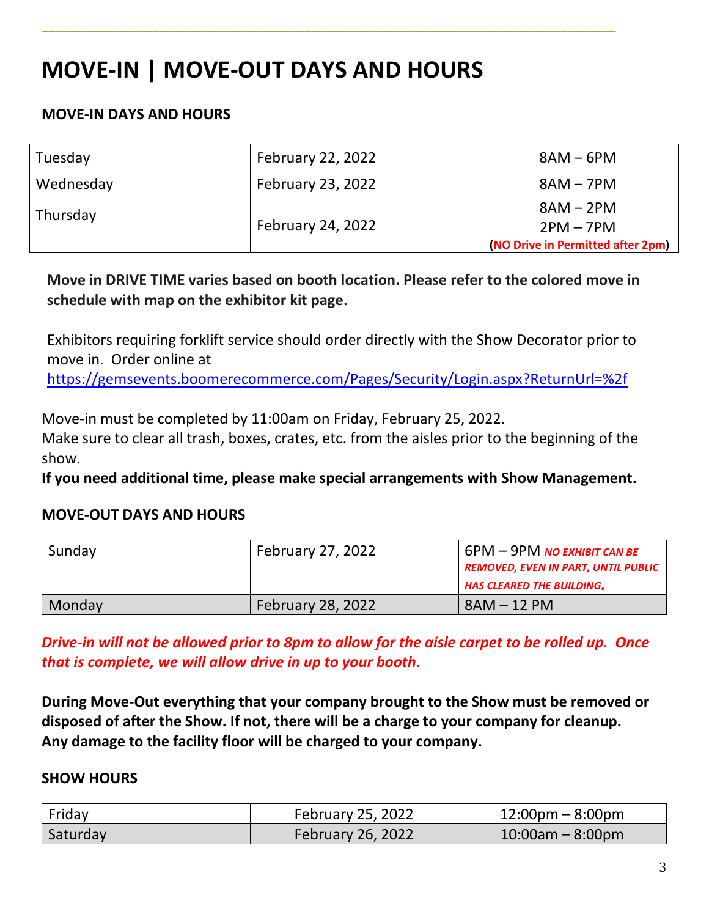# MOVE-IN | MOVE-OUT DAYS AND HOURS

**MOVE-IN DAYS AND HOURS**

| | | |
|---|---|---|
| Tuesday | February 22, 2022 | 8AM – 6PM |
| Wednesday | February 23, 2022 | 8AM – 7PM |
| Thursday | February 24, 2022 | 8AM – 2PM<br>2PM – 7PM<br>**(NO Drive in Permitted after 2pm)** |

**Move in DRIVE TIME varies based on booth location. Please refer to the colored move in schedule with map on the exhibitor kit page.**

Exhibitors requiring forklift service should order directly with the Show Decorator prior to move in. Order online at https://gemsevents.boomerecommerce.com/Pages/Security/Login.aspx?ReturnUrl=%2f

Move-in must be completed by 11:00am on Friday, February 25, 2022.
Make sure to clear all trash, boxes, crates, etc. from the aisles prior to the beginning of the show.
**If you need additional time, please make special arrangements with Show Management.**

**MOVE-OUT DAYS AND HOURS**

| | | |
|---|---|---|
| Sunday | February 27, 2022 | 6PM – 9PM ***NO EXHIBIT CAN BE REMOVED, EVEN IN PART, UNTIL PUBLIC HAS CLEARED THE BUILDING.*** |
| Monday | February 28, 2022 | 8AM – 12 PM |

***Drive-in will not be allowed prior to 8pm to allow for the aisle carpet to be rolled up. Once that is complete, we will allow drive in up to your booth.***

**During Move-Out everything that your company brought to the Show must be removed or disposed of after the Show. If not, there will be a charge to your company for cleanup. Any damage to the facility floor will be charged to your company.**

**SHOW HOURS**

| | | |
|---|---|---|
| Friday | February 25, 2022 | 12:00pm – 8:00pm |
| Saturday | February 26, 2022 | 10:00am – 8:00pm |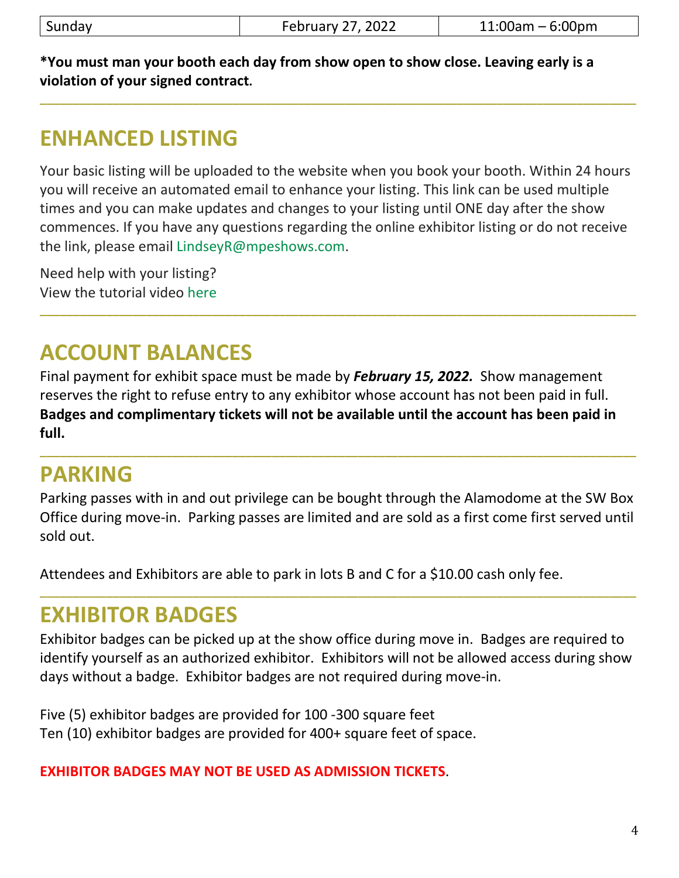| Sunday | February 27, 2022 | 11:00am – 6:00pm |
|---|---|---|

***You must man your booth each day from show open to show close. Leaving early is a violation of your signed contract.**

---

## ENHANCED LISTING

Your basic listing will be uploaded to the website when you book your booth. Within 24 hours you will receive an automated email to enhance your listing. This link can be used multiple times and you can make updates and changes to your listing until ONE day after the show commences. If you have any questions regarding the online exhibitor listing or do not receive the link, please email LindseyR@mpeshows.com.

Need help with your listing?
View the tutorial video here

---

## ACCOUNT BALANCES

Final payment for exhibit space must be made by ***February 15, 2022.*** Show management reserves the right to refuse entry to any exhibitor whose account has not been paid in full. **Badges and complimentary tickets will not be available until the account has been paid in full.**

---

## PARKING

Parking passes with in and out privilege can be bought through the Alamodome at the SW Box Office during move-in. Parking passes are limited and are sold as a first come first served until sold out.

Attendees and Exhibitors are able to park in lots B and C for a $10.00 cash only fee.

---

## EXHIBITOR BADGES

Exhibitor badges can be picked up at the show office during move in. Badges are required to identify yourself as an authorized exhibitor. Exhibitors will not be allowed access during show days without a badge. Exhibitor badges are not required during move-in.

Five (5) exhibitor badges are provided for 100 -300 square feet
Ten (10) exhibitor badges are provided for 400+ square feet of space.

**EXHIBITOR BADGES MAY NOT BE USED AS ADMISSION TICKETS**.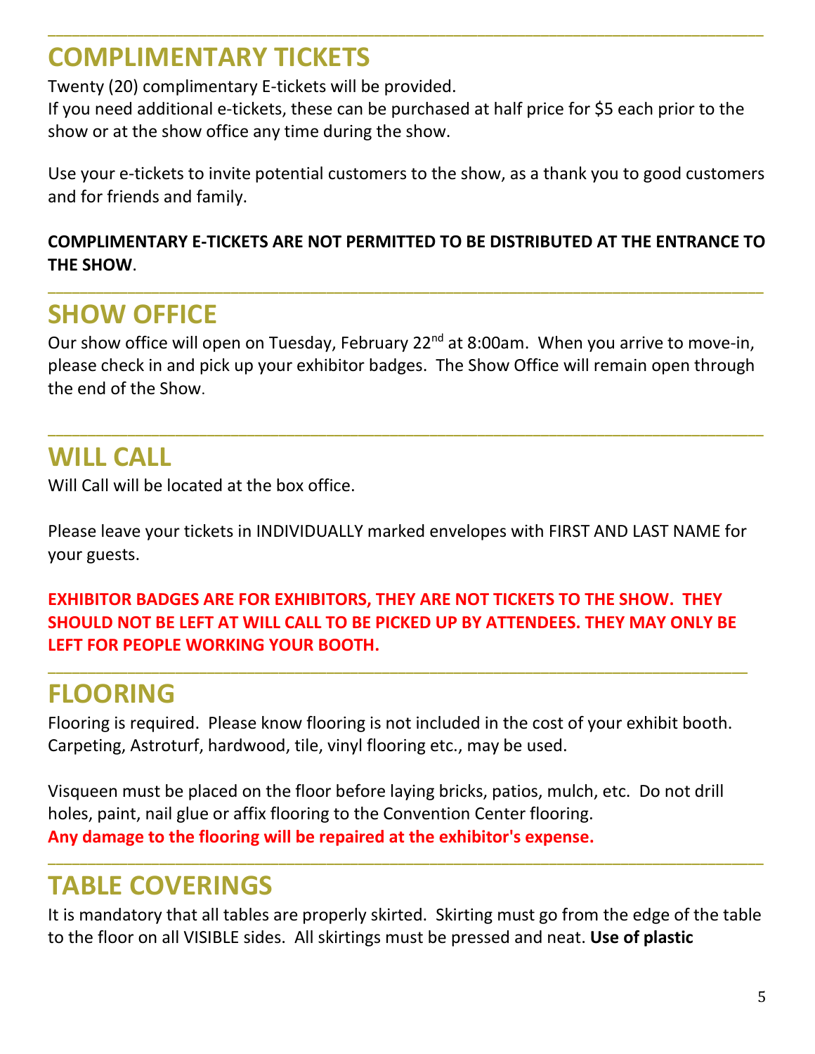## COMPLIMENTARY TICKETS

Twenty (20) complimentary E-tickets will be provided.
If you need additional e-tickets, these can be purchased at half price for $5 each prior to the show or at the show office any time during the show.

Use your e-tickets to invite potential customers to the show, as a thank you to good customers and for friends and family.

**COMPLIMENTARY E-TICKETS ARE NOT PERMITTED TO BE DISTRIBUTED AT THE ENTRANCE TO THE SHOW**.

## SHOW OFFICE

Our show office will open on Tuesday, February 22nd at 8:00am. When you arrive to move-in, please check in and pick up your exhibitor badges. The Show Office will remain open through the end of the Show.

## WILL CALL

Will Call will be located at the box office.

Please leave your tickets in INDIVIDUALLY marked envelopes with FIRST AND LAST NAME for your guests.

**EXHIBITOR BADGES ARE FOR EXHIBITORS, THEY ARE NOT TICKETS TO THE SHOW. THEY SHOULD NOT BE LEFT AT WILL CALL TO BE PICKED UP BY ATTENDEES. THEY MAY ONLY BE LEFT FOR PEOPLE WORKING YOUR BOOTH.**

## FLOORING

Flooring is required. Please know flooring is not included in the cost of your exhibit booth. Carpeting, Astroturf, hardwood, tile, vinyl flooring etc., may be used.

Visqueen must be placed on the floor before laying bricks, patios, mulch, etc. Do not drill holes, paint, nail glue or affix flooring to the Convention Center flooring.
**Any damage to the flooring will be repaired at the exhibitor's expense.**

## TABLE COVERINGS

It is mandatory that all tables are properly skirted. Skirting must go from the edge of the table to the floor on all VISIBLE sides. All skirtings must be pressed and neat. **Use of plastic**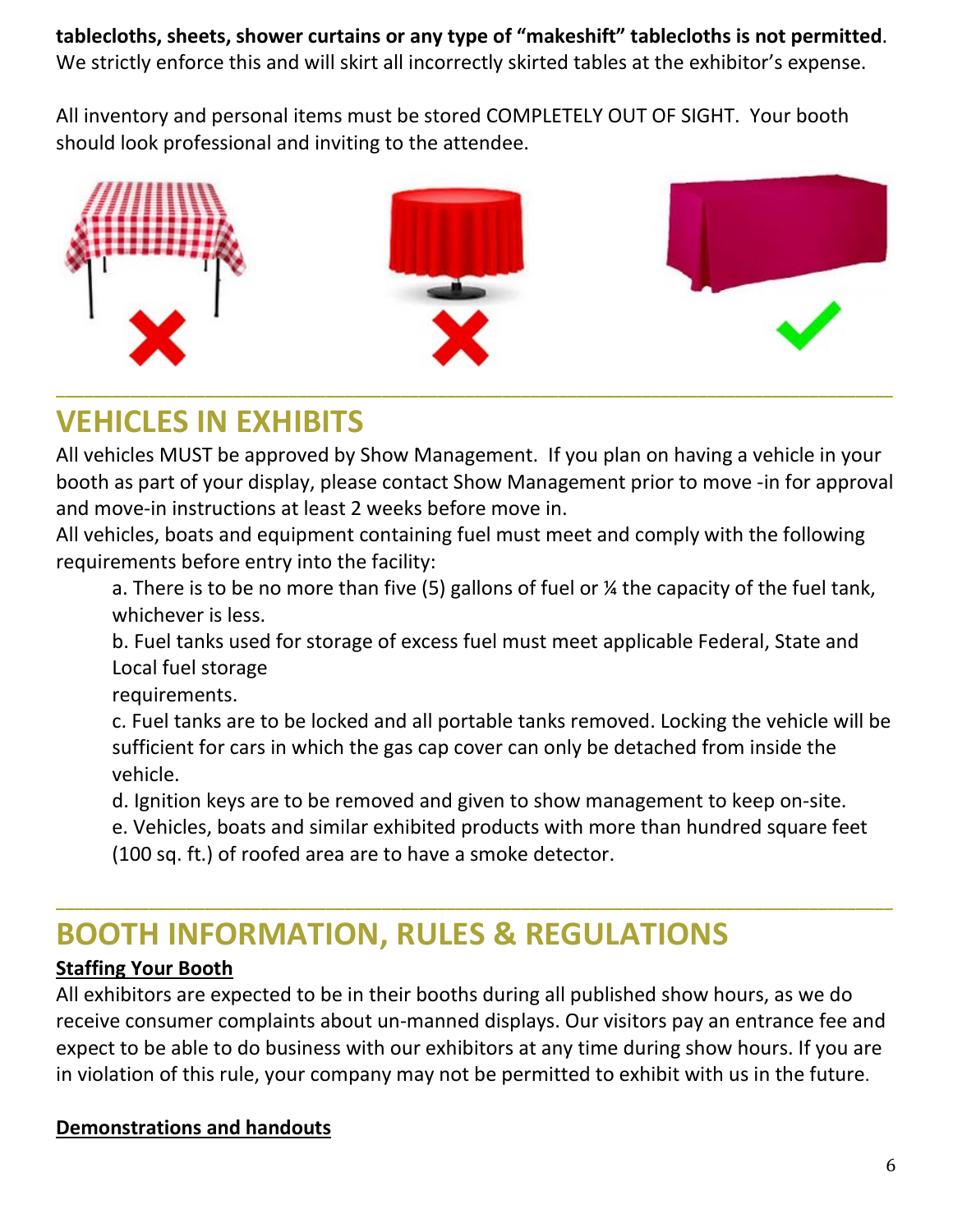**tablecloths, sheets, shower curtains or any type of "makeshift" tablecloths is not permitted**. We strictly enforce this and will skirt all incorrectly skirted tables at the exhibitor's expense.

All inventory and personal items must be stored COMPLETELY OUT OF SIGHT. Your booth should look professional and inviting to the attendee.

## VEHICLES IN EXHIBITS

All vehicles MUST be approved by Show Management. If you plan on having a vehicle in your booth as part of your display, please contact Show Management prior to move -in for approval and move-in instructions at least 2 weeks before move in.

All vehicles, boats and equipment containing fuel must meet and comply with the following requirements before entry into the facility:

a. There is to be no more than five (5) gallons of fuel or ¼ the capacity of the fuel tank, whichever is less.

b. Fuel tanks used for storage of excess fuel must meet applicable Federal, State and Local fuel storage requirements.

c. Fuel tanks are to be locked and all portable tanks removed. Locking the vehicle will be sufficient for cars in which the gas cap cover can only be detached from inside the vehicle.

d. Ignition keys are to be removed and given to show management to keep on-site.

e. Vehicles, boats and similar exhibited products with more than hundred square feet (100 sq. ft.) of roofed area are to have a smoke detector.

## BOOTH INFORMATION, RULES & REGULATIONS

**Staffing Your Booth**

All exhibitors are expected to be in their booths during all published show hours, as we do receive consumer complaints about un-manned displays. Our visitors pay an entrance fee and expect to be able to do business with our exhibitors at any time during show hours. If you are in violation of this rule, your company may not be permitted to exhibit with us in the future.

**Demonstrations and handouts**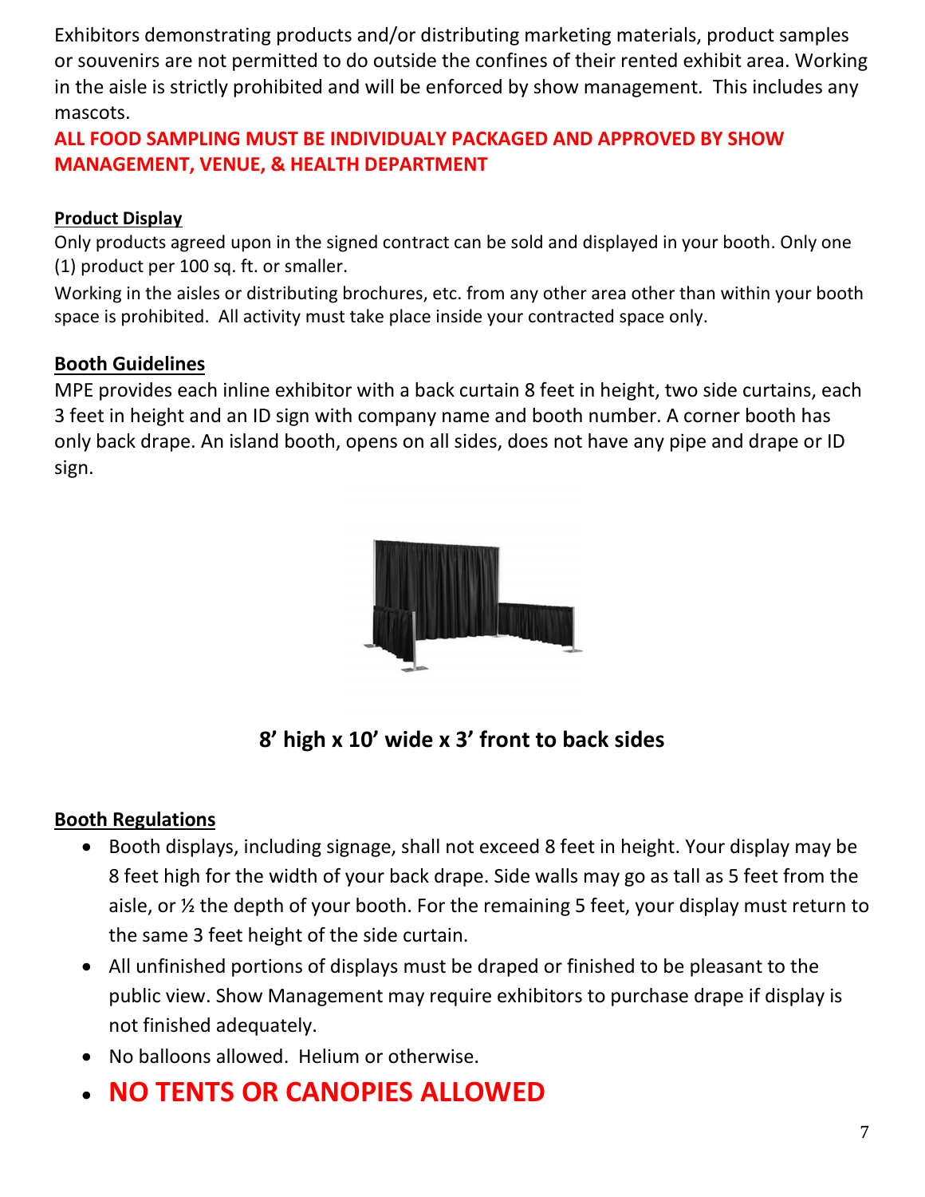Exhibitors demonstrating products and/or distributing marketing materials, product samples or souvenirs are not permitted to do outside the confines of their rented exhibit area. Working in the aisle is strictly prohibited and will be enforced by show management. This includes any mascots.

**ALL FOOD SAMPLING MUST BE INDIVIDUALY PACKAGED AND APPROVED BY SHOW MANAGEMENT, VENUE, & HEALTH DEPARTMENT**

**Product Display**

Only products agreed upon in the signed contract can be sold and displayed in your booth. Only one (1) product per 100 sq. ft. or smaller.

Working in the aisles or distributing brochures, etc. from any other area other than within your booth space is prohibited. All activity must take place inside your contracted space only.

## Booth Guidelines

MPE provides each inline exhibitor with a back curtain 8 feet in height, two side curtains, each 3 feet in height and an ID sign with company name and booth number. A corner booth has only back drape. An island booth, opens on all sides, does not have any pipe and drape or ID sign.

**8' high x 10' wide x 3' front to back sides**

## Booth Regulations

- Booth displays, including signage, shall not exceed 8 feet in height. Your display may be 8 feet high for the width of your back drape. Side walls may go as tall as 5 feet from the aisle, or ½ the depth of your booth. For the remaining 5 feet, your display must return to the same 3 feet height of the side curtain.
- All unfinished portions of displays must be draped or finished to be pleasant to the public view. Show Management may require exhibitors to purchase drape if display is not finished adequately.
- No balloons allowed. Helium or otherwise.
- **NO TENTS OR CANOPIES ALLOWED**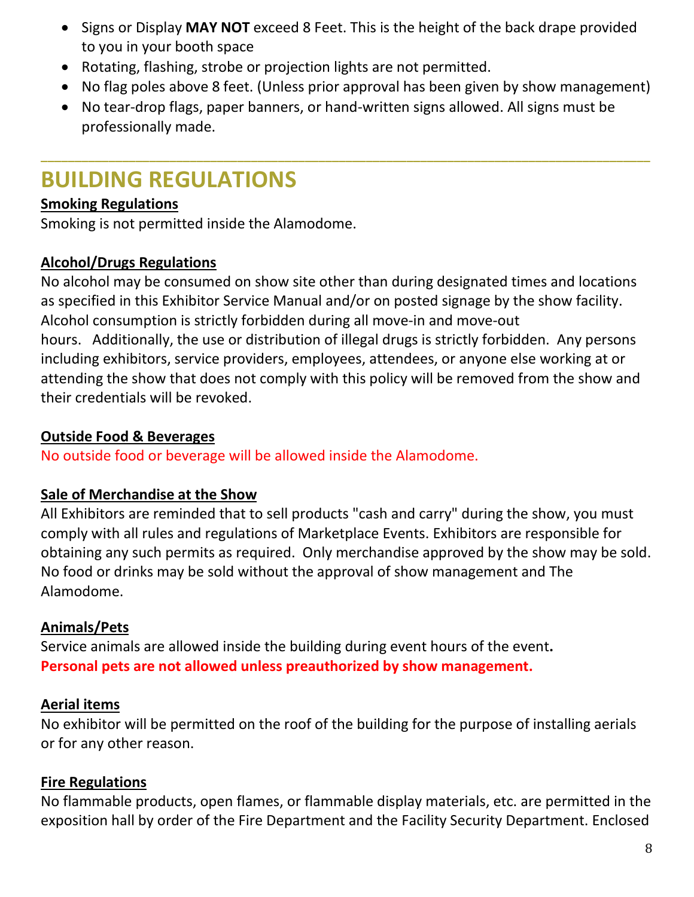- Signs or Display **MAY NOT** exceed 8 Feet. This is the height of the back drape provided to you in your booth space
- Rotating, flashing, strobe or projection lights are not permitted.
- No flag poles above 8 feet. (Unless prior approval has been given by show management)
- No tear-drop flags, paper banners, or hand-written signs allowed. All signs must be professionally made.

---

# BUILDING REGULATIONS

**Smoking Regulations**

Smoking is not permitted inside the Alamodome.

**Alcohol/Drugs Regulations**

No alcohol may be consumed on show site other than during designated times and locations as specified in this Exhibitor Service Manual and/or on posted signage by the show facility. Alcohol consumption is strictly forbidden during all move-in and move-out hours. Additionally, the use or distribution of illegal drugs is strictly forbidden. Any persons including exhibitors, service providers, employees, attendees, or anyone else working at or attending the show that does not comply with this policy will be removed from the show and their credentials will be revoked.

**Outside Food & Beverages**

No outside food or beverage will be allowed inside the Alamodome.

**Sale of Merchandise at the Show**

All Exhibitors are reminded that to sell products "cash and carry" during the show, you must comply with all rules and regulations of Marketplace Events. Exhibitors are responsible for obtaining any such permits as required. Only merchandise approved by the show may be sold. No food or drinks may be sold without the approval of show management and The Alamodome.

**Animals/Pets**

Service animals are allowed inside the building during event hours of the event.
**Personal pets are not allowed unless preauthorized by show management.**

**Aerial items**

No exhibitor will be permitted on the roof of the building for the purpose of installing aerials or for any other reason.

**Fire Regulations**

No flammable products, open flames, or flammable display materials, etc. are permitted in the exposition hall by order of the Fire Department and the Facility Security Department. Enclosed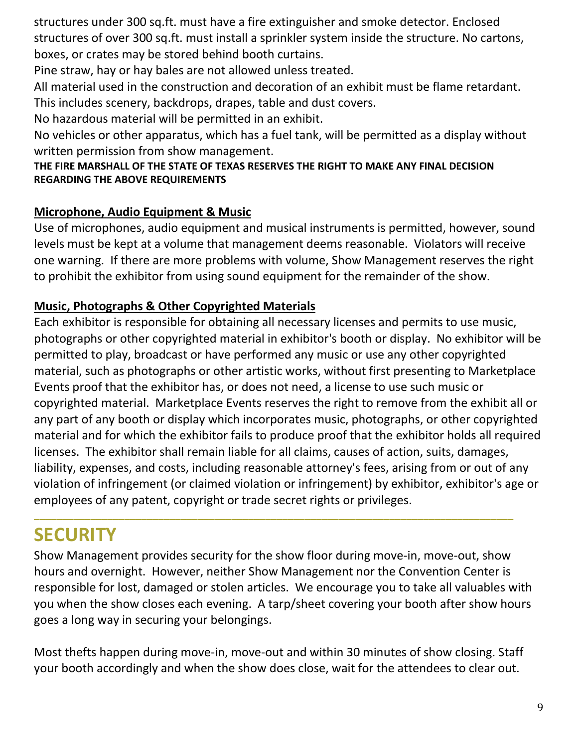structures under 300 sq.ft. must have a fire extinguisher and smoke detector. Enclosed structures of over 300 sq.ft. must install a sprinkler system inside the structure. No cartons, boxes, or crates may be stored behind booth curtains.

Pine straw, hay or hay bales are not allowed unless treated.

All material used in the construction and decoration of an exhibit must be flame retardant. This includes scenery, backdrops, drapes, table and dust covers.

No hazardous material will be permitted in an exhibit.

No vehicles or other apparatus, which has a fuel tank, will be permitted as a display without written permission from show management.

**THE FIRE MARSHALL OF THE STATE OF TEXAS RESERVES THE RIGHT TO MAKE ANY FINAL DECISION REGARDING THE ABOVE REQUIREMENTS**

**Microphone, Audio Equipment & Music**

Use of microphones, audio equipment and musical instruments is permitted, however, sound levels must be kept at a volume that management deems reasonable. Violators will receive one warning. If there are more problems with volume, Show Management reserves the right to prohibit the exhibitor from using sound equipment for the remainder of the show.

**Music, Photographs & Other Copyrighted Materials**

Each exhibitor is responsible for obtaining all necessary licenses and permits to use music, photographs or other copyrighted material in exhibitor's booth or display. No exhibitor will be permitted to play, broadcast or have performed any music or use any other copyrighted material, such as photographs or other artistic works, without first presenting to Marketplace Events proof that the exhibitor has, or does not need, a license to use such music or copyrighted material. Marketplace Events reserves the right to remove from the exhibit all or any part of any booth or display which incorporates music, photographs, or other copyrighted material and for which the exhibitor fails to produce proof that the exhibitor holds all required licenses. The exhibitor shall remain liable for all claims, causes of action, suits, damages, liability, expenses, and costs, including reasonable attorney's fees, arising from or out of any violation of infringement (or claimed violation or infringement) by exhibitor, exhibitor's age or employees of any patent, copyright or trade secret rights or privileges.

---

# SECURITY

Show Management provides security for the show floor during move-in, move-out, show hours and overnight. However, neither Show Management nor the Convention Center is responsible for lost, damaged or stolen articles. We encourage you to take all valuables with you when the show closes each evening. A tarp/sheet covering your booth after show hours goes a long way in securing your belongings.

Most thefts happen during move-in, move-out and within 30 minutes of show closing. Staff your booth accordingly and when the show does close, wait for the attendees to clear out.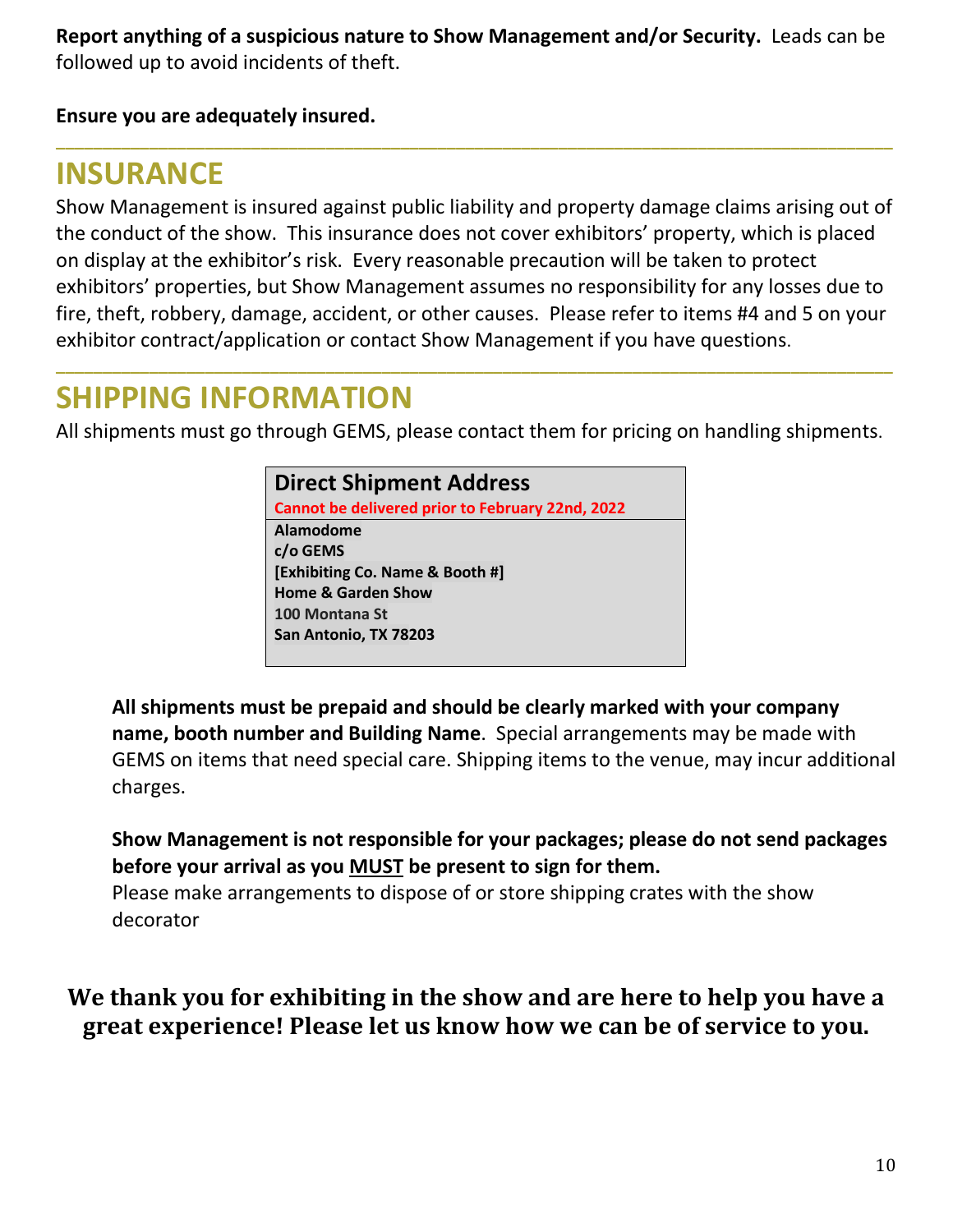**Report anything of a suspicious nature to Show Management and/or Security.** Leads can be followed up to avoid incidents of theft.

**Ensure you are adequately insured.**

## INSURANCE

Show Management is insured against public liability and property damage claims arising out of the conduct of the show. This insurance does not cover exhibitors' property, which is placed on display at the exhibitor's risk. Every reasonable precaution will be taken to protect exhibitors' properties, but Show Management assumes no responsibility for any losses due to fire, theft, robbery, damage, accident, or other causes. Please refer to items #4 and 5 on your exhibitor contract/application or contact Show Management if you have questions.

## SHIPPING INFORMATION

All shipments must go through GEMS, please contact them for pricing on handling shipments.

| **Direct Shipment Address**<br>**Cannot be delivered prior to February 22nd, 2022** |
|---|
| **Alamodome**<br>**c/o GEMS**<br>**[Exhibiting Co. Name & Booth #]**<br>**Home & Garden Show**<br>**100 Montana St**<br>**San Antonio, TX 78203** |

**All shipments must be prepaid and should be clearly marked with your company name, booth number and Building Name**. Special arrangements may be made with GEMS on items that need special care. Shipping items to the venue, may incur additional charges.

**Show Management is not responsible for your packages; please do not send packages before your arrival as you MUST be present to sign for them.**
Please make arrangements to dispose of or store shipping crates with the show decorator

**We thank you for exhibiting in the show and are here to help you have a great experience! Please let us know how we can be of service to you.**